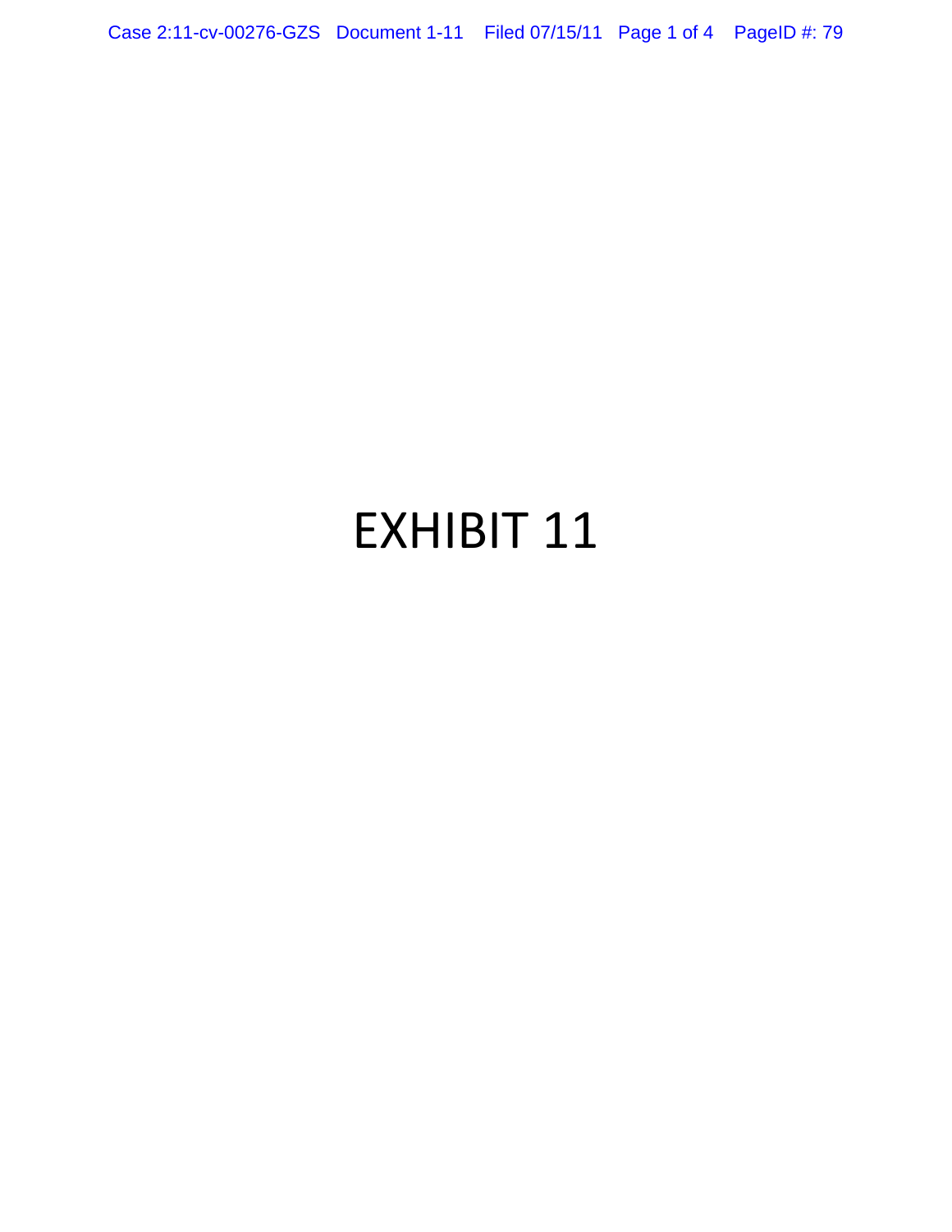# EXHIBIT 11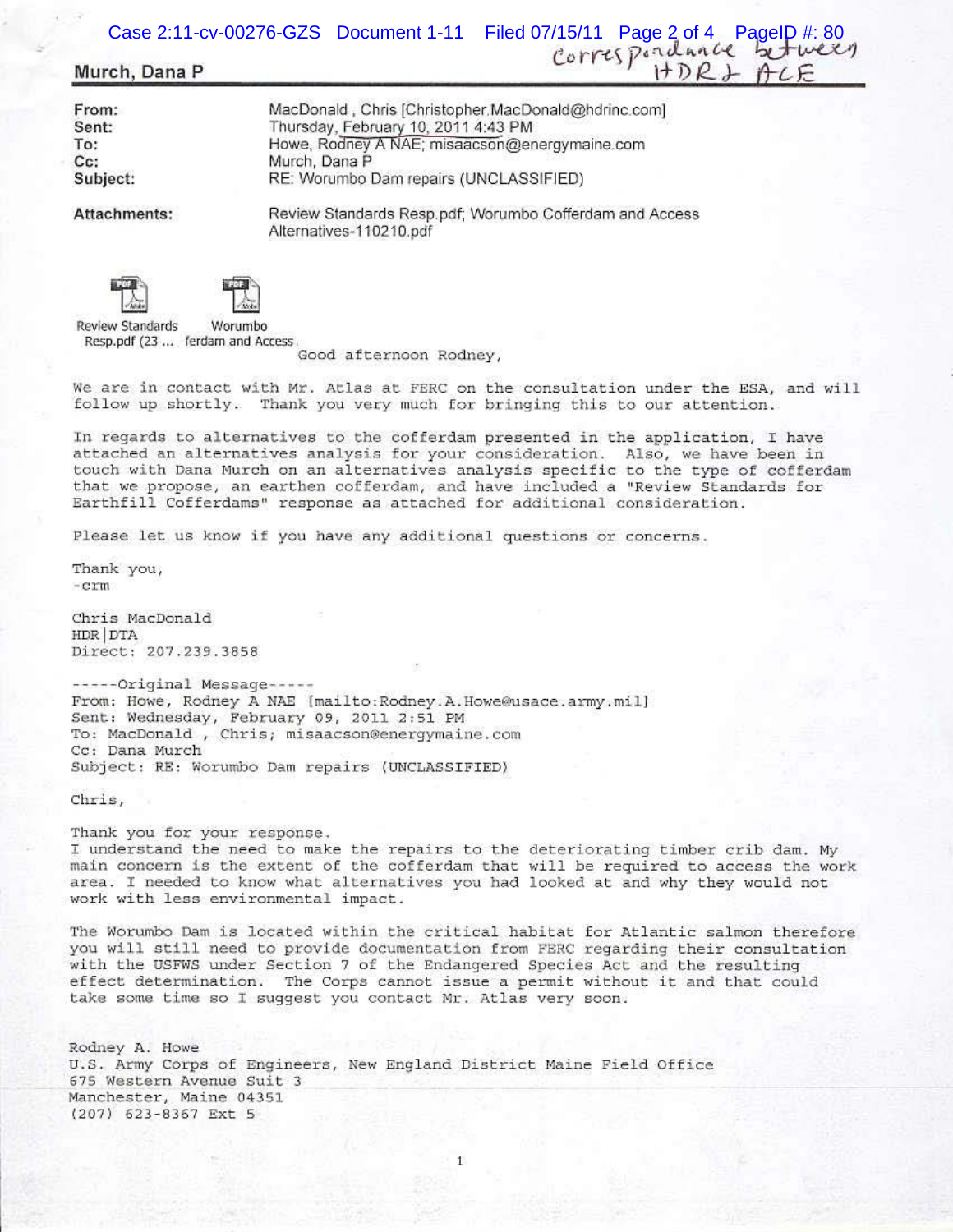Correspondance between HDR & ACE

**Murch, Dana P**

| | |
|---|---|
| **From:** | MacDonald , Chris [Christopher.MacDonald@hdrinc.com] |
| **Sent:** | Thursday, February 10, 2011 4:43 PM |
| **To:** | Howe, Rodney A NAE; misaacson@energymaine.com |
| **Cc:** | Murch, Dana P |
| **Subject:** | RE: Worumbo Dam repairs (UNCLASSIFIED) |
| **Attachments:** | Review Standards Resp.pdf; Worumbo Cofferdam and Access Alternatives-110210.pdf |

Review Standards Resp.pdf (23 ... Worumbo ferdam and Access

Good afternoon Rodney,

We are in contact with Mr. Atlas at FERC on the consultation under the ESA, and will follow up shortly. Thank you very much for bringing this to our attention.

In regards to alternatives to the cofferdam presented in the application, I have attached an alternatives analysis for your consideration. Also, we have been in touch with Dana Murch on an alternatives analysis specific to the type of cofferdam that we propose, an earthen cofferdam, and have included a "Review Standards for Earthfill Cofferdams" response as attached for additional consideration.

Please let us know if you have any additional questions or concerns.

Thank you,
-crm

Chris MacDonald
HDR|DTA
Direct: 207.239.3858

-----Original Message-----
From: Howe, Rodney A NAE [mailto:Rodney.A.Howe@usace.army.mil]
Sent: Wednesday, February 09, 2011 2:51 PM
To: MacDonald , Chris; misaacson@energymaine.com
Cc: Dana Murch
Subject: RE: Worumbo Dam repairs (UNCLASSIFIED)

Chris,

Thank you for your response.
I understand the need to make the repairs to the deteriorating timber crib dam. My main concern is the extent of the cofferdam that will be required to access the work area. I needed to know what alternatives you had looked at and why they would not work with less environmental impact.

The Worumbo Dam is located within the critical habitat for Atlantic salmon therefore you will still need to provide documentation from FERC regarding their consultation with the USFWS under Section 7 of the Endangered Species Act and the resulting effect determination. The Corps cannot issue a permit without it and that could take some time so I suggest you contact Mr. Atlas very soon.

Rodney A. Howe
U.S. Army Corps of Engineers, New England District Maine Field Office
675 Western Avenue Suit 3
Manchester, Maine 04351
(207) 623-8367 Ext 5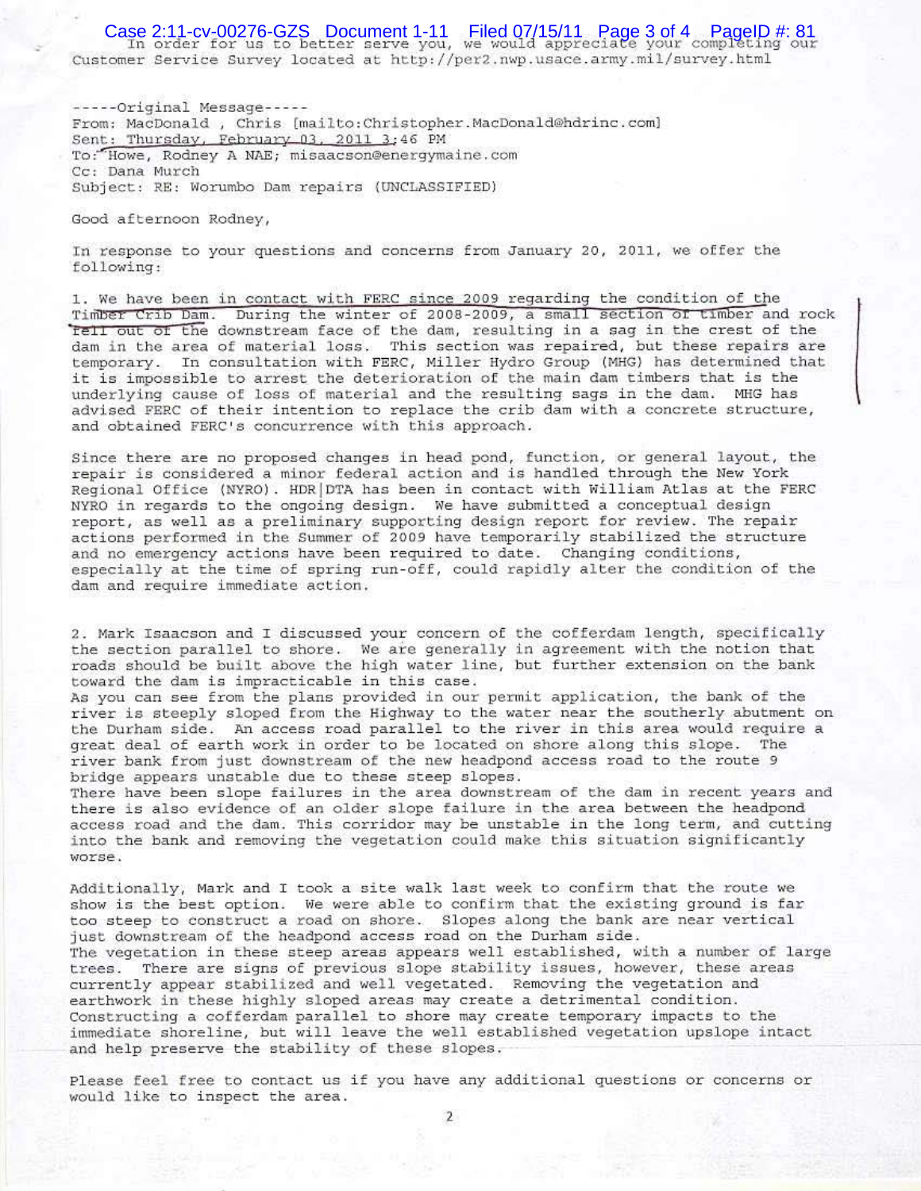In order for us to better serve you, we would appreciate your completing our Customer Service Survey located at http://per2.nwp.usace.army.mil/survey.html

-----Original Message-----
From: MacDonald , Chris [mailto:Christopher.MacDonald@hdrinc.com]
Sent: Thursday, February 03, 2011 3:46 PM
To: Howe, Rodney A NAE; misaacson@energymaine.com
Cc: Dana Murch
Subject: RE: Worumbo Dam repairs (UNCLASSIFIED)

Good afternoon Rodney,

In response to your questions and concerns from January 20, 2011, we offer the following:

1. We have been in contact with FERC since 2009 regarding the condition of the Timber Crib Dam. During the winter of 2008-2009, a small section of timber and rock fell out of the downstream face of the dam, resulting in a sag in the crest of the dam in the area of material loss. This section was repaired, but these repairs are temporary. In consultation with FERC, Miller Hydro Group (MHG) has determined that it is impossible to arrest the deterioration of the main dam timbers that is the underlying cause of loss of material and the resulting sags in the dam. MHG has advised FERC of their intention to replace the crib dam with a concrete structure, and obtained FERC's concurrence with this approach.

Since there are no proposed changes in head pond, function, or general layout, the repair is considered a minor federal action and is handled through the New York Regional Office (NYRO). HDR|DTA has been in contact with William Atlas at the FERC NYRO in regards to the ongoing design. We have submitted a conceptual design report, as well as a preliminary supporting design report for review. The repair actions performed in the Summer of 2009 have temporarily stabilized the structure and no emergency actions have been required to date. Changing conditions, especially at the time of spring run-off, could rapidly alter the condition of the dam and require immediate action.

2. Mark Isaacson and I discussed your concern of the cofferdam length, specifically the section parallel to shore. We are generally in agreement with the notion that roads should be built above the high water line, but further extension on the bank toward the dam is impracticable in this case.
As you can see from the plans provided in our permit application, the bank of the river is steeply sloped from the Highway to the water near the southerly abutment on the Durham side. An access road parallel to the river in this area would require a great deal of earth work in order to be located on shore along this slope. The river bank from just downstream of the new headpond access road to the route 9 bridge appears unstable due to these steep slopes.
There have been slope failures in the area downstream of the dam in recent years and there is also evidence of an older slope failure in the area between the headpond access road and the dam. This corridor may be unstable in the long term, and cutting into the bank and removing the vegetation could make this situation significantly worse.

Additionally, Mark and I took a site walk last week to confirm that the route we show is the best option. We were able to confirm that the existing ground is far too steep to construct a road on shore. Slopes along the bank are near vertical just downstream of the headpond access road on the Durham side.
The vegetation in these steep areas appears well established, with a number of large trees. There are signs of previous slope stability issues, however, these areas currently appear stabilized and well vegetated. Removing the vegetation and earthwork in these highly sloped areas may create a detrimental condition. Constructing a cofferdam parallel to shore may create temporary impacts to the immediate shoreline, but will leave the well established vegetation upslope intact and help preserve the stability of these slopes.

Please feel free to contact us if you have any additional questions or concerns or would like to inspect the area.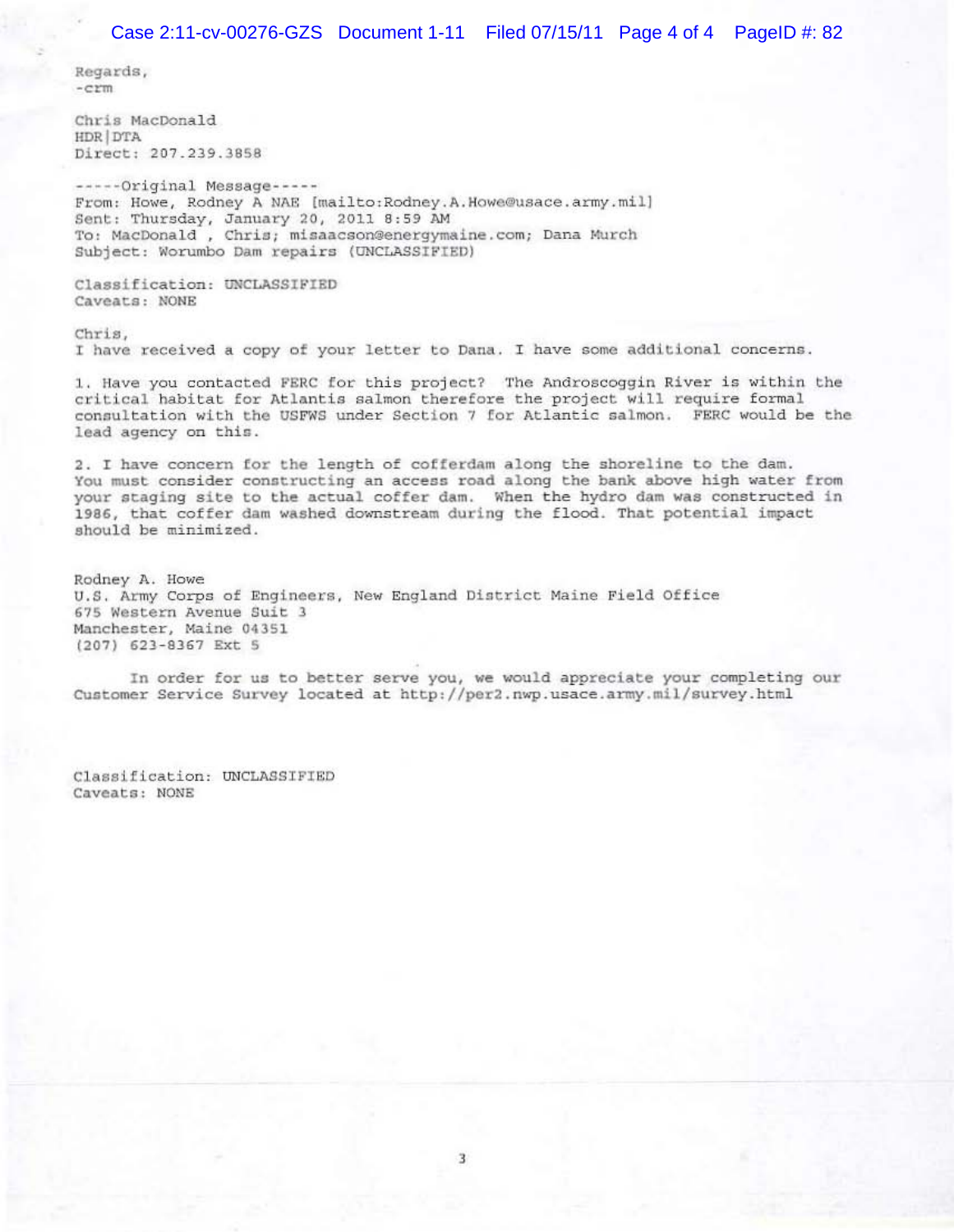Regards,
-crm

Chris MacDonald
HDR|DTA
Direct: 207.239.3858

-----Original Message-----
From: Howe, Rodney A NAE [mailto:Rodney.A.Howe@usace.army.mil]
Sent: Thursday, January 20, 2011 8:59 AM
To: MacDonald , Chris; misaacson@energymaine.com; Dana Murch
Subject: Worumbo Dam repairs (UNCLASSIFIED)

Classification: UNCLASSIFIED
Caveats: NONE

Chris,
I have received a copy of your letter to Dana. I have some additional concerns.

1. Have you contacted FERC for this project? The Androscoggin River is within the critical habitat for Atlantis salmon therefore the project will require formal consultation with the USFWS under Section 7 for Atlantic salmon. FERC would be the lead agency on this.

2. I have concern for the length of cofferdam along the shoreline to the dam. You must consider constructing an access road along the bank above high water from your staging site to the actual coffer dam. When the hydro dam was constructed in 1986, that coffer dam washed downstream during the flood. That potential impact should be minimized.

Rodney A. Howe
U.S. Army Corps of Engineers, New England District Maine Field Office
675 Western Avenue Suit 3
Manchester, Maine 04351
(207) 623-8367 Ext 5

In order for us to better serve you, we would appreciate your completing our Customer Service Survey located at http://per2.nwp.usace.army.mil/survey.html

Classification: UNCLASSIFIED
Caveats: NONE